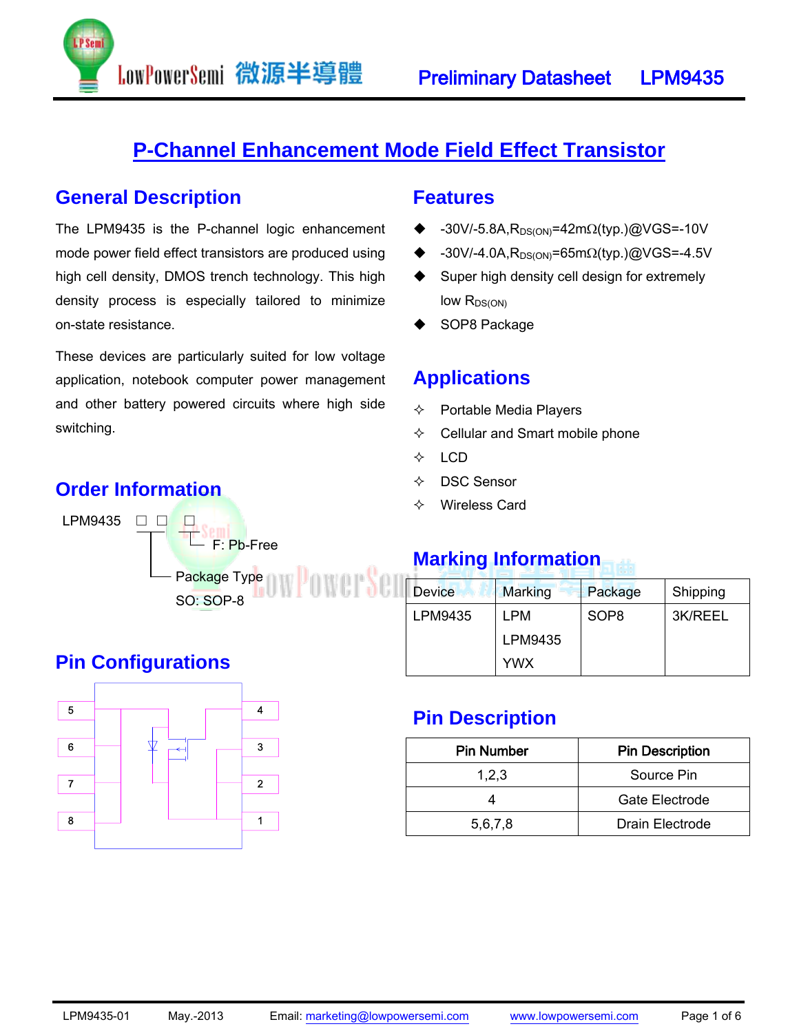# P-Channel Enhancement Mode Field Effect Transistor

## General Description

The LPM9435 is the P-channel logic enhancement mode power field effect transistors are produced using high cell density, DMOS trench technology. This high density process is especially tailored to minimize on-state resistance.

These devices are particularly suited for low voltage application, notebook computer power management and other battery powered circuits where high side switching.

## Features

- -30V/-5.8A, $R_{DS(ON)}$=42mΩ(typ.)@VGS=-10V
- -30V/-4.0A, $R_{DS(ON)}$=65mΩ(typ.)@VGS=-4.5V
- Super high density cell design for extremely low $R_{DS(ON)}$
- SOP8 Package

## Applications

- Portable Media Players
- Cellular and Smart mobile phone
- LCD
- DSC Sensor
- Wireless Card

## Order Information

LPM9435 □ □ □

- F: Pb-Free
- Package Type
  SO: SOP-8

## Marking Information

| Device | Marking | Package | Shipping |
|---|---|---|---|
| LPM9435 | LPM<br>LPM9435<br>YWX | SOP8 | 3K/REEL |

## Pin Configurations

Pins: 5, 6, 7, 8 (left side); 4, 3, 2, 1 (right side)

## Pin Description

| Pin Number | Pin Description |
|---|---|
| 1,2,3 | Source Pin |
| 4 | Gate Electrode |
| 5,6,7,8 | Drain Electrode |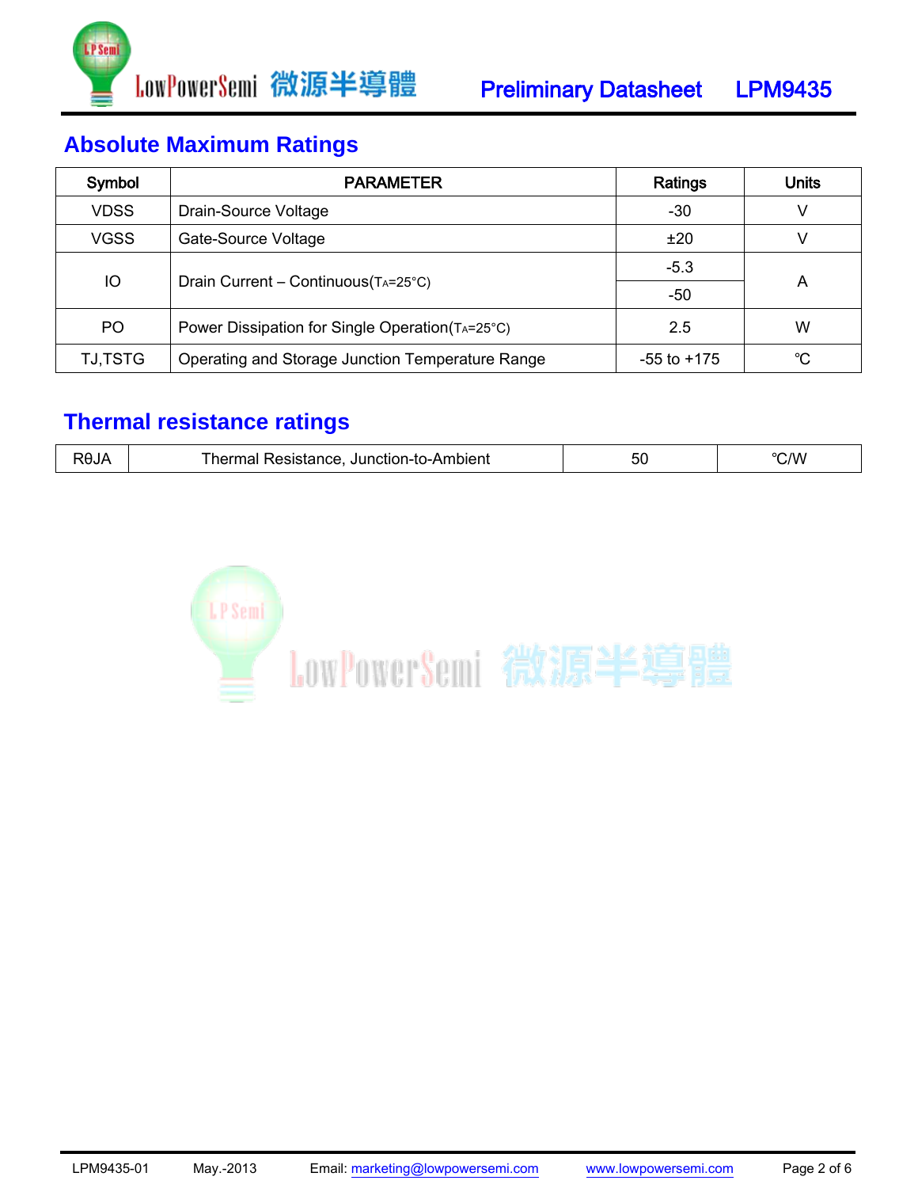## Absolute Maximum Ratings

| Symbol | PARAMETER | Ratings | Units |
|---|---|---|---|
| VDSS | Drain-Source Voltage | -30 | V |
| VGSS | Gate-Source Voltage | ±20 | V |
| IO | Drain Current – Continuous($T_A$=25°C) | -5.3 | A |
| | | -50 | |
| PO | Power Dissipation for Single Operation($T_A$=25°C) | 2.5 | W |
| TJ,TSTG | Operating and Storage Junction Temperature Range | -55 to +175 | ℃ |

## Thermal resistance ratings

| | | | |
|---|---|---|---|
| RθJA | Thermal Resistance, Junction-to-Ambient | 50 | ℃/W |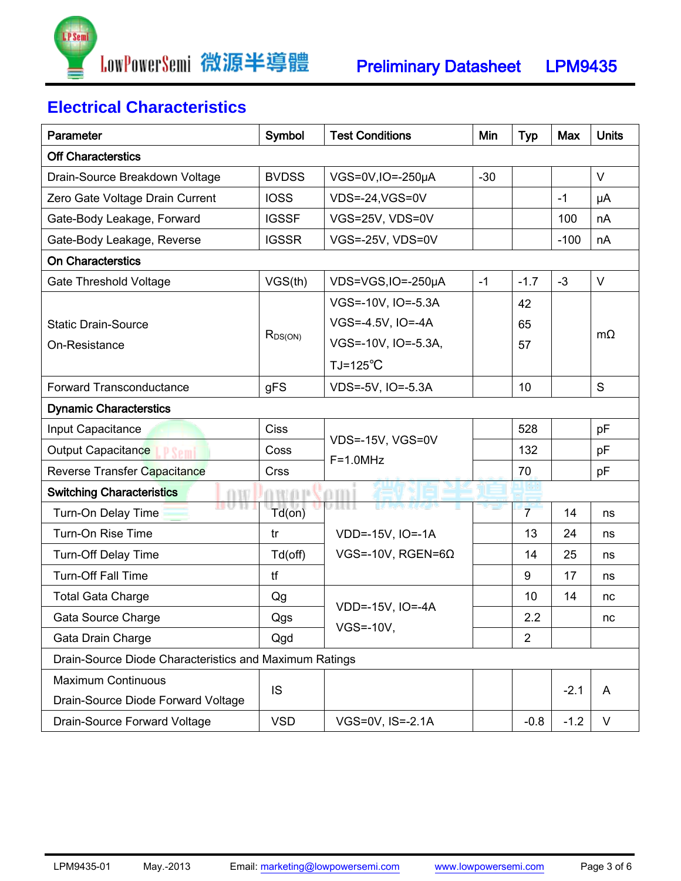## Electrical Characteristics

| Parameter | Symbol | Test Conditions | Min | Typ | Max | Units |
|---|---|---|---|---|---|---|
| **Off Characterstics** | | | | | | |
| Drain-Source Breakdown Voltage | BVDSS | VGS=0V,IO=-250μA | -30 | | | V |
| Zero Gate Voltage Drain Current | IOSS | VDS=-24,VGS=0V | | | -1 | μA |
| Gate-Body Leakage, Forward | IGSSF | VGS=25V, VDS=0V | | | 100 | nA |
| Gate-Body Leakage, Reverse | IGSSR | VGS=-25V, VDS=0V | | | -100 | nA |
| **On Characterstics** | | | | | | |
| Gate Threshold Voltage | VGS(th) | VDS=VGS,IO=-250μA | -1 | -1.7 | -3 | V |
| Static Drain-Source On-Resistance | $R_{DS(ON)}$ | VGS=-10V, IO=-5.3A | | 42 | | mΩ |
| | | VGS=-4.5V, IO=-4A | | 65 | | mΩ |
| | | VGS=-10V, IO=-5.3A, TJ=125℃ | | 57 | | mΩ |
| Forward Transconductance | gFS | VDS=-5V, IO=-5.3A | | 10 | | S |
| **Dynamic Characterstics** | | | | | | |
| Input Capacitance | Ciss | VDS=-15V, VGS=0V F=1.0MHz | | 528 | | pF |
| Output Capacitance | Coss | | | 132 | | pF |
| Reverse Transfer Capacitance | Crss | | | 70 | | pF |
| **Switching Characteristics** | | | | | | |
| Turn-On Delay Time | Td(on) | VDD=-15V, IO=-1A VGS=-10V, RGEN=6Ω | | 7 | 14 | ns |
| Turn-On Rise Time | tr | | | 13 | 24 | ns |
| Turn-Off Delay Time | Td(off) | | | 14 | 25 | ns |
| Turn-Off Fall Time | tf | | | 9 | 17 | ns |
| Total Gata Charge | Qg | VDD=-15V, IO=-4A VGS=-10V, | | 10 | 14 | nc |
| Gata Source Charge | Qgs | | | 2.2 | | nc |
| Gata Drain Charge | Qgd | | | 2 | | |
| Drain-Source Diode Characteristics and Maximum Ratings | | | | | | |
| Maximum Continuous Drain-Source Diode Forward Voltage | IS | | | | -2.1 | A |
| Drain-Source Forward Voltage | VSD | VGS=0V, IS=-2.1A | | -0.8 | -1.2 | V |

LPM9435-01 May.-2013 Email: marketing@lowpowersemi.com www.lowpowersemi.com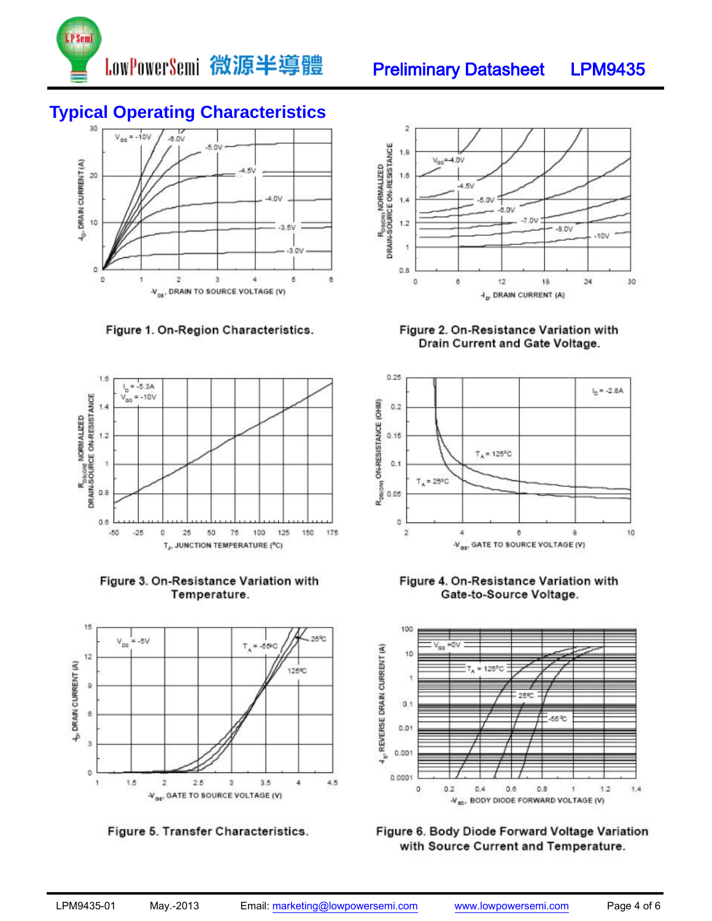## Typical Operating Characteristics

Figure 1. On-Region Characteristics.

Figure 2. On-Resistance Variation with Drain Current and Gate Voltage.

Figure 3. On-Resistance Variation with Temperature.

Figure 4. On-Resistance Variation with Gate-to-Source Voltage.

Figure 5. Transfer Characteristics.

Figure 6. Body Diode Forward Voltage Variation with Source Current and Temperature.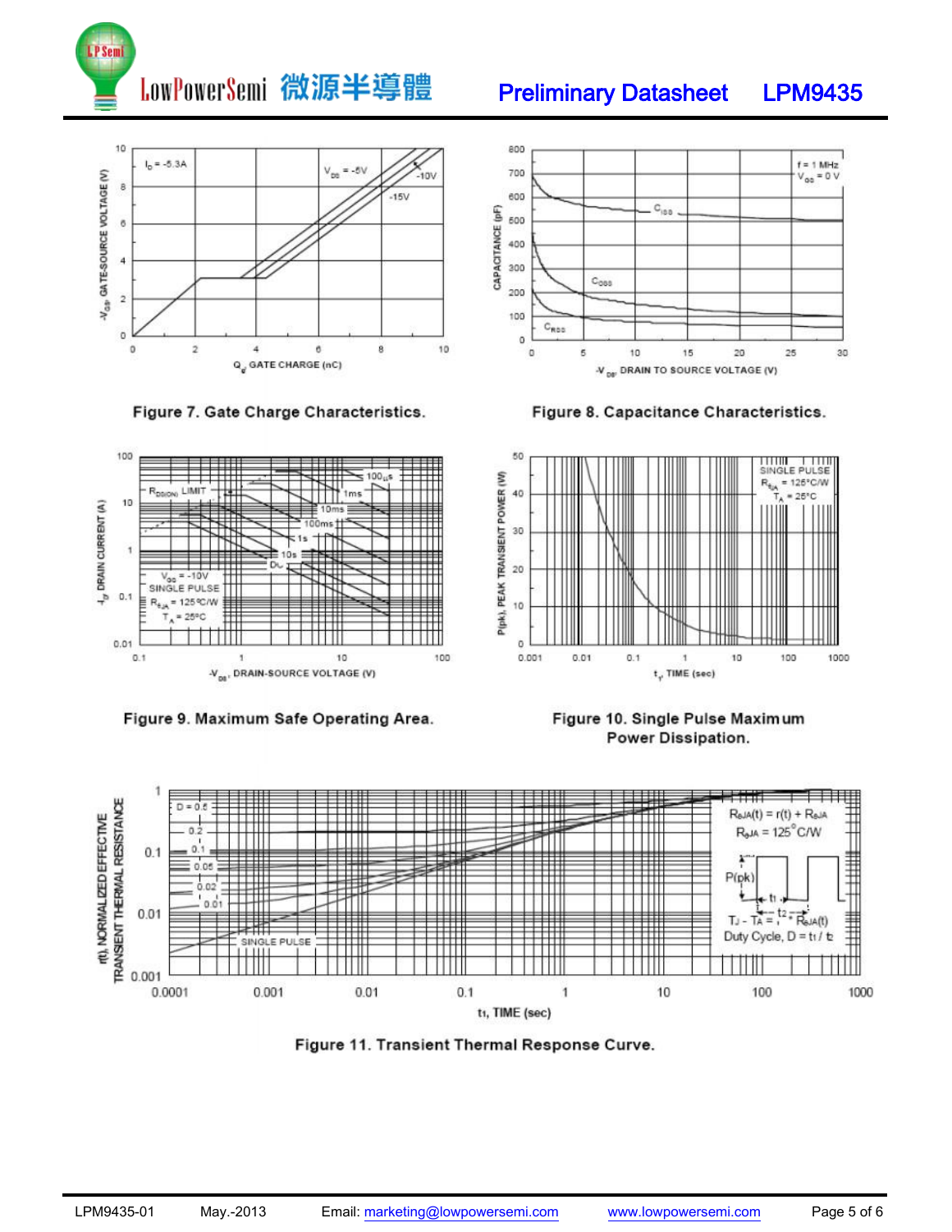Figure 7. Gate Charge Characteristics.

Figure 8. Capacitance Characteristics.

Figure 9. Maximum Safe Operating Area.

Figure 10. Single Pulse Maximum Power Dissipation.

Figure 11. Transient Thermal Response Curve.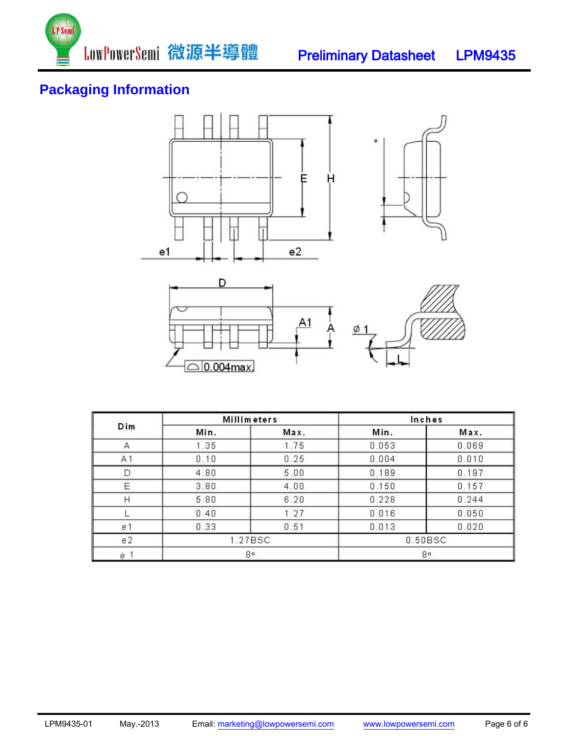## Packaging Information

D

E

H

e1

e2

A1

A

ϕ 1

L

0.004max.

| Dim | Millimeters | | Inches | |
|---|---|---|---|---|
| | Min. | Max. | Min. | Max. |
| A | 1.35 | 1.75 | 0.053 | 0.069 |
| A1 | 0.10 | 0.25 | 0.004 | 0.010 |
| D | 4.80 | 5.00 | 0.189 | 0.197 |
| E | 3.80 | 4.00 | 0.150 | 0.157 |
| H | 5.80 | 6.20 | 0.228 | 0.244 |
| L | 0.40 | 1.27 | 0.016 | 0.050 |
| e1 | 0.33 | 0.51 | 0.013 | 0.020 |
| e2 | 1.27BSC | | 0.50BSC | |
| ϕ 1 | 8° | | 8° | |